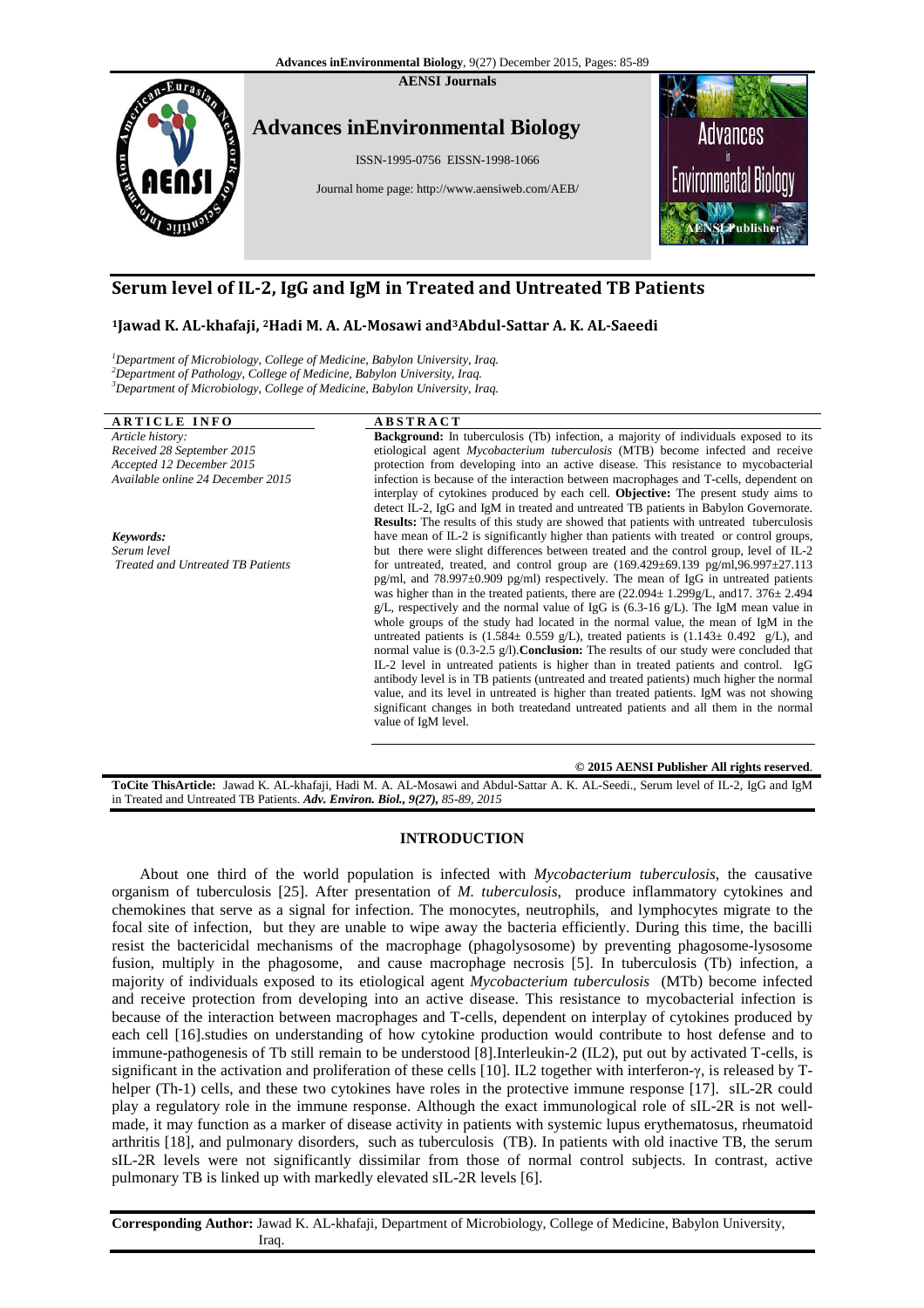**AENSI Journals**

# Advances inEnvironmental Biology

ISSN-1995-0756 EISSN-1998-1066

Journal home page: http://www.aensiweb.com/AEB/

## Serum level of IL-2, IgG and IgM in Treated and Untreated TB Patients

**[1]Jawad K. AL-khafaji, [2]Hadi M. A. AL-Mosawi and[3]Abdul-Sattar A. K. AL-Saeedi**

[1]*Department of Microbiology, College of Medicine, Babylon University, Iraq.*
[2]*Department of Pathology, College of Medicine, Babylon University, Iraq.*
[3]*Department of Microbiology, College of Medicine, Babylon University, Iraq.*

**ARTICLE INFO**

*Article history:*
*Received 28 September 2015*
*Accepted 12 December 2015*
*Available online 24 December 2015*

*Keywords:*
*Serum level*
*Treated and Untreated TB Patients*

**ABSTRACT**

**Background:** In tuberculosis (Tb) infection, a majority of individuals exposed to its etiological agent *Mycobacterium tuberculosis* (MTB) become infected and receive protection from developing into an active disease. This resistance to mycobacterial infection is because of the interaction between macrophages and T-cells, dependent on interplay of cytokines produced by each cell. **Objective:** The present study aims to detect IL-2, IgG and IgM in treated and untreated TB patients in Babylon Governorate. **Results:** The results of this study are showed that patients with untreated tuberculosis have mean of IL-2 is significantly higher than patients with treated or control groups, but there were slight differences between treated and the control group, level of IL-2 for untreated, treated, and control group are (169.429±69.139 pg/ml,96.997±27.113 pg/ml, and 78.997±0.909 pg/ml) respectively. The mean of IgG in untreated patients was higher than in the treated patients, there are (22.094± 1.299g/L, and17. 376± 2.494 g/L, respectively and the normal value of IgG is (6.3-16 g/L). The IgM mean value in whole groups of the study had located in the normal value, the mean of IgM in the untreated patients is (1.584± 0.559 g/L), treated patients is (1.143± 0.492 g/L), and normal value is (0.3-2.5 g/l).**Conclusion:** The results of our study were concluded that IL-2 level in untreated patients is higher than in treated patients and control. IgG antibody level is in TB patients (untreated and treated patients) much higher the normal value, and its level in untreated is higher than treated patients. IgM was not showing significant changes in both treatedand untreated patients and all them in the normal value of IgM level.

**© 2015 AENSI Publisher All rights reserved.**

**ToCite ThisArticle:** Jawad K. AL-khafaji, Hadi M. A. AL-Mosawi and Abdul-Sattar A. K. AL-Seedi., Serum level of IL-2, IgG and IgM in Treated and Untreated TB Patients. ***Adv. Environ. Biol., 9(27)**, 85-89, 2015*

## INTRODUCTION

About one third of the world population is infected with *Mycobacterium tuberculosis*, the causative organism of tuberculosis [25]. After presentation of *M. tuberculosis*, produce inflammatory cytokines and chemokines that serve as a signal for infection. The monocytes, neutrophils, and lymphocytes migrate to the focal site of infection, but they are unable to wipe away the bacteria efficiently. During this time, the bacilli resist the bactericidal mechanisms of the macrophage (phagolysosome) by preventing phagosome-lysosome fusion, multiply in the phagosome, and cause macrophage necrosis [5]. In tuberculosis (Tb) infection, a majority of individuals exposed to its etiological agent *Mycobacterium tuberculosis* (MTb) become infected and receive protection from developing into an active disease. This resistance to mycobacterial infection is because of the interaction between macrophages and T-cells, dependent on interplay of cytokines produced by each cell [16].studies on understanding of how cytokine production would contribute to host defense and to immune-pathogenesis of Tb still remain to be understood [8].Interleukin-2 (IL2), put out by activated T-cells, is significant in the activation and proliferation of these cells [10]. IL2 together with interferon-γ, is released by T-helper (Th-1) cells, and these two cytokines have roles in the protective immune response [17]. sIL-2R could play a regulatory role in the immune response. Although the exact immunological role of sIL-2R is not well-made, it may function as a marker of disease activity in patients with systemic lupus erythematosus, rheumatoid arthritis [18], and pulmonary disorders, such as tuberculosis (TB). In patients with old inactive TB, the serum sIL-2R levels were not significantly dissimilar from those of normal control subjects. In contrast, active pulmonary TB is linked up with markedly elevated sIL-2R levels [6].

**Corresponding Author:** Jawad K. AL-khafaji, Department of Microbiology, College of Medicine, Babylon University, Iraq.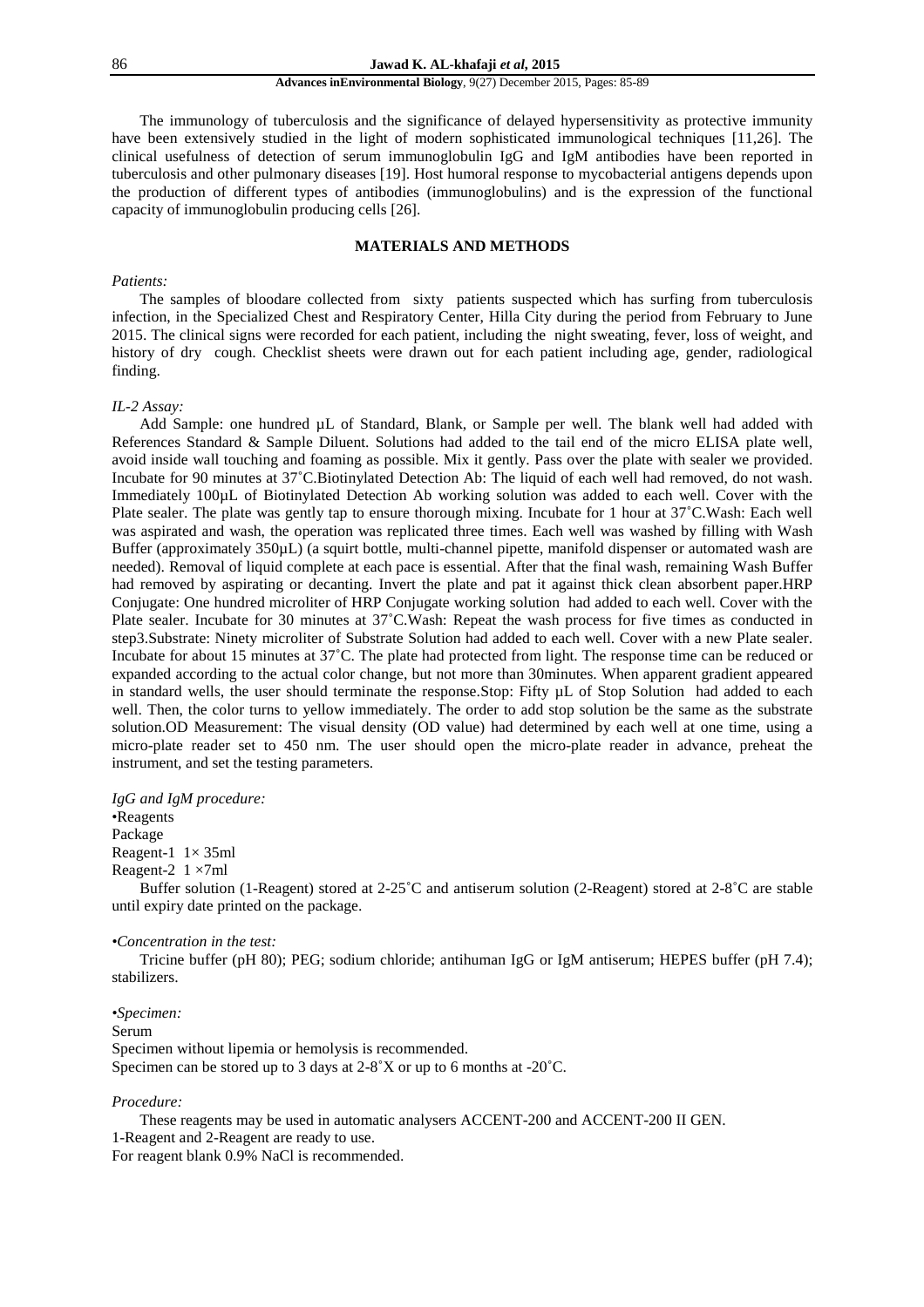The immunology of tuberculosis and the significance of delayed hypersensitivity as protective immunity have been extensively studied in the light of modern sophisticated immunological techniques [11,26]. The clinical usefulness of detection of serum immunoglobulin IgG and IgM antibodies have been reported in tuberculosis and other pulmonary diseases [19]. Host humoral response to mycobacterial antigens depends upon the production of different types of antibodies (immunoglobulins) and is the expression of the functional capacity of immunoglobulin producing cells [26].

## MATERIALS AND METHODS

*Patients:*

The samples of bloodare collected from sixty patients suspected which has surfing from tuberculosis infection, in the Specialized Chest and Respiratory Center, Hilla City during the period from February to June 2015. The clinical signs were recorded for each patient, including the night sweating, fever, loss of weight, and history of dry cough. Checklist sheets were drawn out for each patient including age, gender, radiological finding.

*IL-2 Assay:*

Add Sample: one hundred µL of Standard, Blank, or Sample per well. The blank well had added with References Standard & Sample Diluent. Solutions had added to the tail end of the micro ELISA plate well, avoid inside wall touching and foaming as possible. Mix it gently. Pass over the plate with sealer we provided. Incubate for 90 minutes at 37˚C.Biotinylated Detection Ab: The liquid of each well had removed, do not wash. Immediately 100µL of Biotinylated Detection Ab working solution was added to each well. Cover with the Plate sealer. The plate was gently tap to ensure thorough mixing. Incubate for 1 hour at 37˚C.Wash: Each well was aspirated and wash, the operation was replicated three times. Each well was washed by filling with Wash Buffer (approximately 350µL) (a squirt bottle, multi-channel pipette, manifold dispenser or automated wash are needed). Removal of liquid complete at each pace is essential. After that the final wash, remaining Wash Buffer had removed by aspirating or decanting. Invert the plate and pat it against thick clean absorbent paper.HRP Conjugate: One hundred microliter of HRP Conjugate working solution had added to each well. Cover with the Plate sealer. Incubate for 30 minutes at 37˚C.Wash: Repeat the wash process for five times as conducted in step3.Substrate: Ninety microliter of Substrate Solution had added to each well. Cover with a new Plate sealer. Incubate for about 15 minutes at 37˚C. The plate had protected from light. The response time can be reduced or expanded according to the actual color change, but not more than 30minutes. When apparent gradient appeared in standard wells, the user should terminate the response.Stop: Fifty µL of Stop Solution had added to each well. Then, the color turns to yellow immediately. The order to add stop solution be the same as the substrate solution.OD Measurement: The visual density (OD value) had determined by each well at one time, using a micro-plate reader set to 450 nm. The user should open the micro-plate reader in advance, preheat the instrument, and set the testing parameters.

*IgG and IgM procedure:*

•Reagents
Package
Reagent-1 1× 35ml
Reagent-2 1 ×7ml

Buffer solution (1-Reagent) stored at 2-25˚C and antiserum solution (2-Reagent) stored at 2-8˚C are stable until expiry date printed on the package.

*•Concentration in the test:*

Tricine buffer (pH 80); PEG; sodium chloride; antihuman IgG or IgM antiserum; HEPES buffer (pH 7.4); stabilizers.

*•Specimen:*

Serum
Specimen without lipemia or hemolysis is recommended.
Specimen can be stored up to 3 days at 2-8˚X or up to 6 months at -20˚C.

*Procedure:*

These reagents may be used in automatic analysers ACCENT-200 and ACCENT-200 II GEN.
1-Reagent and 2-Reagent are ready to use.
For reagent blank 0.9% NaCl is recommended.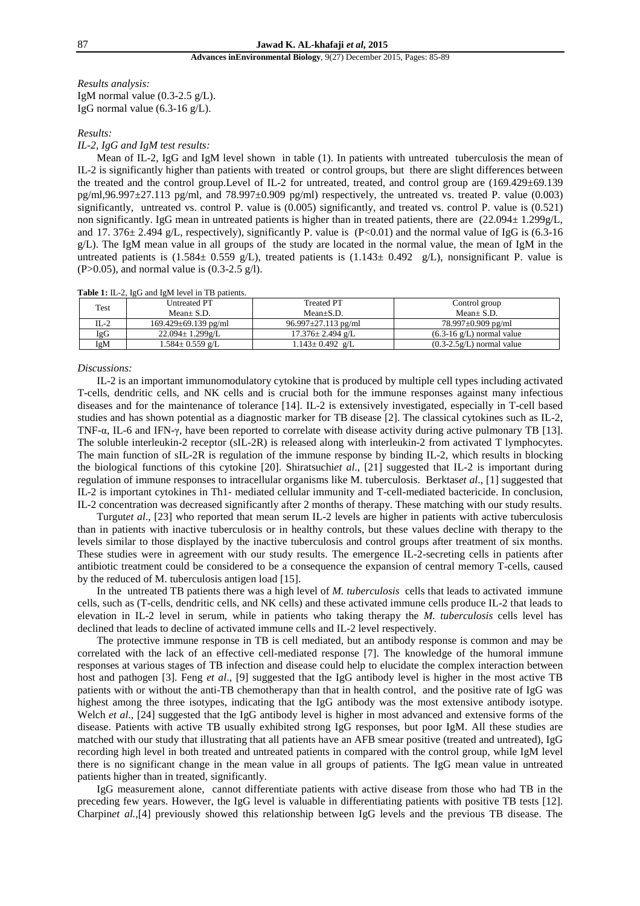*Results analysis:*
IgM normal value (0.3-2.5 g/L).
IgG normal value (6.3-16 g/L).

*Results:*

*IL-2, IgG and IgM test results:*

Mean of IL-2, IgG and IgM level shown in table (1). In patients with untreated tuberculosis the mean of IL-2 is significantly higher than patients with treated or control groups, but there are slight differences between the treated and the control group.Level of IL-2 for untreated, treated, and control group are (169.429±69.139 pg/ml,96.997±27.113 pg/ml, and 78.997±0.909 pg/ml) respectively, the untreated vs. treated P. value (0.003) significantly, untreated vs. control P. value is (0.005) significantly, and treated vs. control P. value is (0.521) non significantly. IgG mean in untreated patients is higher than in treated patients, there are (22.094± 1.299g/L, and 17. 376± 2.494 g/L, respectively), significantly P. value is (P<0.01) and the normal value of IgG is (6.3-16 g/L). The IgM mean value in all groups of the study are located in the normal value, the mean of IgM in the untreated patients is (1.584± 0.559 g/L), treated patients is (1.143± 0.492 g/L), nonsignificant P. value is (P>0.05), and normal value is (0.3-2.5 g/l).

**Table 1:** IL-2, IgG and IgM level in TB patients.

| Test | Untreated PT Mean± S.D. | Treated PT Mean±S.D. | Control group Mean± S.D. |
|---|---|---|---|
| IL-2 | 169.429±69.139 pg/ml | 96.997±27.113 pg/ml | 78.997±0.909 pg/ml |
| IgG | 22.094± 1.299g/L | 17.376± 2.494 g/L | (6.3-16 g/L) normal value |
| IgM | 1.584± 0.559 g/L | 1.143± 0.492 g/L | (0.3-2.5g/L) normal value |

*Discussions:*

IL-2 is an important immunomodulatory cytokine that is produced by multiple cell types including activated T-cells, dendritic cells, and NK cells and is crucial both for the immune responses against many infectious diseases and for the maintenance of tolerance [14]. IL-2 is extensively investigated, especially in T-cell based studies and has shown potential as a diagnostic marker for TB disease [2]. The classical cytokines such as IL-2, TNF-α, IL-6 and IFN-γ, have been reported to correlate with disease activity during active pulmonary TB [13]. The soluble interleukin-2 receptor (sIL-2R) is released along with interleukin-2 from activated T lymphocytes. The main function of sIL-2R is regulation of the immune response by binding IL-2, which results in blocking the biological functions of this cytokine [20]. Shiratsuchi*et al*., [21] suggested that IL-2 is important during regulation of immune responses to intracellular organisms like M. tuberculosis. Berktas*et al*., [1] suggested that IL-2 is important cytokines in Th1- mediated cellular immunity and T-cell-mediated bactericide. In conclusion, IL-2 concentration was decreased significantly after 2 months of therapy. These matching with our study results.

Turgut*et al*., [23] who reported that mean serum IL-2 levels are higher in patients with active tuberculosis than in patients with inactive tuberculosis or in healthy controls, but these values decline with therapy to the levels similar to those displayed by the inactive tuberculosis and control groups after treatment of six months. These studies were in agreement with our study results. The emergence IL-2-secreting cells in patients after antibiotic treatment could be considered to be a consequence the expansion of central memory T-cells, caused by the reduced of M. tuberculosis antigen load [15].

In the untreated TB patients there was a high level of *M. tuberculosis* cells that leads to activated immune cells, such as (T-cells, dendritic cells, and NK cells) and these activated immune cells produce IL-2 that leads to elevation in IL-2 level in serum, while in patients who taking therapy the *M. tuberculosis* cells level has declined that leads to decline of activated immune cells and IL-2 level respectively.

The protective immune response in TB is cell mediated, but an antibody response is common and may be correlated with the lack of an effective cell-mediated response [7]. The knowledge of the humoral immune responses at various stages of TB infection and disease could help to elucidate the complex interaction between host and pathogen [3]. Feng *et al*., [9] suggested that the IgG antibody level is higher in the most active TB patients with or without the anti-TB chemotherapy than that in health control, and the positive rate of IgG was highest among the three isotypes, indicating that the IgG antibody was the most extensive antibody isotype. Welch *et al.*, [24] suggested that the IgG antibody level is higher in most advanced and extensive forms of the disease. Patients with active TB usually exhibited strong IgG responses, but poor IgM. All these studies are matched with our study that illustrating that all patients have an AFB smear positive (treated and untreated), IgG recording high level in both treated and untreated patients in compared with the control group, while IgM level there is no significant change in the mean value in all groups of patients. The IgG mean value in untreated patients higher than in treated, significantly.

IgG measurement alone, cannot differentiate patients with active disease from those who had TB in the preceding few years. However, the IgG level is valuable in differentiating patients with positive TB tests [12]. Charpin*et al.*,[4] previously showed this relationship between IgG levels and the previous TB disease. The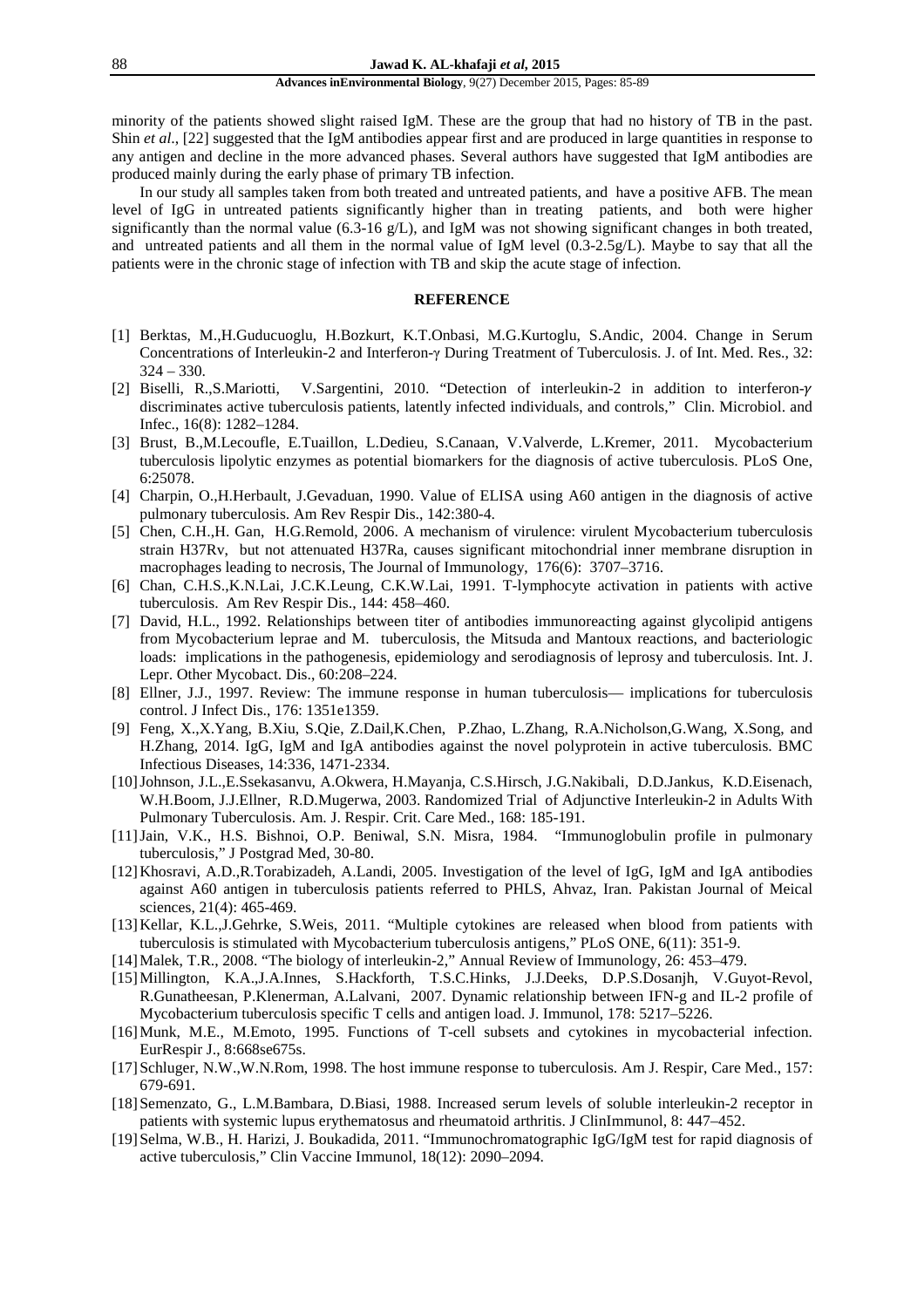minority of the patients showed slight raised IgM. These are the group that had no history of TB in the past. Shin *et al*., [22] suggested that the IgM antibodies appear first and are produced in large quantities in response to any antigen and decline in the more advanced phases. Several authors have suggested that IgM antibodies are produced mainly during the early phase of primary TB infection.

In our study all samples taken from both treated and untreated patients, and have a positive AFB. The mean level of IgG in untreated patients significantly higher than in treating patients, and both were higher significantly than the normal value (6.3-16 g/L), and IgM was not showing significant changes in both treated, and untreated patients and all them in the normal value of IgM level (0.3-2.5g/L). Maybe to say that all the patients were in the chronic stage of infection with TB and skip the acute stage of infection.

## REFERENCE

[1] Berktas, M.,H.Guducuoglu, H.Bozkurt, K.T.Onbasi, M.G.Kurtoglu, S.Andic, 2004. Change in Serum Concentrations of Interleukin-2 and Interferon-γ During Treatment of Tuberculosis. J. of Int. Med. Res., 32: 324 – 330.

[2] Biselli, R.,S.Mariotti, V.Sargentini, 2010. "Detection of interleukin-2 in addition to interferon-γ discriminates active tuberculosis patients, latently infected individuals, and controls," Clin. Microbiol. and Infec., 16(8): 1282–1284.

[3] Brust, B.,M.Lecoufle, E.Tuaillon, L.Dedieu, S.Canaan, V.Valverde, L.Kremer, 2011. Mycobacterium tuberculosis lipolytic enzymes as potential biomarkers for the diagnosis of active tuberculosis. PLoS One, 6:25078.

[4] Charpin, O.,H.Herbault, J.Gevaduan, 1990. Value of ELISA using A60 antigen in the diagnosis of active pulmonary tuberculosis. Am Rev Respir Dis., 142:380-4.

[5] Chen, C.H.,H. Gan, H.G.Remold, 2006. A mechanism of virulence: virulent Mycobacterium tuberculosis strain H37Rv, but not attenuated H37Ra, causes significant mitochondrial inner membrane disruption in macrophages leading to necrosis, The Journal of Immunology, 176(6): 3707–3716.

[6] Chan, C.H.S.,K.N.Lai, J.C.K.Leung, C.K.W.Lai, 1991. T-lymphocyte activation in patients with active tuberculosis. Am Rev Respir Dis., 144: 458–460.

[7] David, H.L., 1992. Relationships between titer of antibodies immunoreacting against glycolipid antigens from Mycobacterium leprae and M. tuberculosis, the Mitsuda and Mantoux reactions, and bacteriologic loads: implications in the pathogenesis, epidemiology and serodiagnosis of leprosy and tuberculosis. Int. J. Lepr. Other Mycobact. Dis., 60:208–224.

[8] Ellner, J.J., 1997. Review: The immune response in human tuberculosis— implications for tuberculosis control. J Infect Dis., 176: 1351e1359.

[9] Feng, X.,X.Yang, B.Xiu, S.Qie, Z.Dail,K.Chen, P.Zhao, L.Zhang, R.A.Nicholson,G.Wang, X.Song, and H.Zhang, 2014. IgG, IgM and IgA antibodies against the novel polyprotein in active tuberculosis. BMC Infectious Diseases, 14:336, 1471-2334.

[10] Johnson, J.L.,E.Ssekasanvu, A.Okwera, H.Mayanja, C.S.Hirsch, J.G.Nakibali, D.D.Jankus, K.D.Eisenach, W.H.Boom, J.J.Ellner, R.D.Mugerwa, 2003. Randomized Trial of Adjunctive Interleukin-2 in Adults With Pulmonary Tuberculosis. Am. J. Respir. Crit. Care Med., 168: 185-191.

[11] Jain, V.K., H.S. Bishnoi, O.P. Beniwal, S.N. Misra, 1984. "Immunoglobulin profile in pulmonary tuberculosis," J Postgrad Med, 30-80.

[12] Khosravi, A.D.,R.Torabizadeh, A.Landi, 2005. Investigation of the level of IgG, IgM and IgA antibodies against A60 antigen in tuberculosis patients referred to PHLS, Ahvaz, Iran. Pakistan Journal of Meical sciences, 21(4): 465-469.

[13] Kellar, K.L.,J.Gehrke, S.Weis, 2011. "Multiple cytokines are released when blood from patients with tuberculosis is stimulated with Mycobacterium tuberculosis antigens," PLoS ONE, 6(11): 351-9.

[14] Malek, T.R., 2008. "The biology of interleukin-2," Annual Review of Immunology, 26: 453–479.

[15] Millington, K.A.,J.A.Innes, S.Hackforth, T.S.C.Hinks, J.J.Deeks, D.P.S.Dosanjh, V.Guyot-Revol, R.Gunatheesan, P.Klenerman, A.Lalvani, 2007. Dynamic relationship between IFN-g and IL-2 profile of Mycobacterium tuberculosis specific T cells and antigen load. J. Immunol, 178: 5217–5226.

[16] Munk, M.E., M.Emoto, 1995. Functions of T-cell subsets and cytokines in mycobacterial infection. EurRespir J., 8:668se675s.

[17] Schluger, N.W.,W.N.Rom, 1998. The host immune response to tuberculosis. Am J. Respir, Care Med., 157: 679-691.

[18] Semenzato, G., L.M.Bambara, D.Biasi, 1988. Increased serum levels of soluble interleukin-2 receptor in patients with systemic lupus erythematosus and rheumatoid arthritis. J ClinImmunol, 8: 447–452.

[19] Selma, W.B., H. Harizi, J. Boukadida, 2011. "Immunochromatographic IgG/IgM test for rapid diagnosis of active tuberculosis," Clin Vaccine Immunol, 18(12): 2090–2094.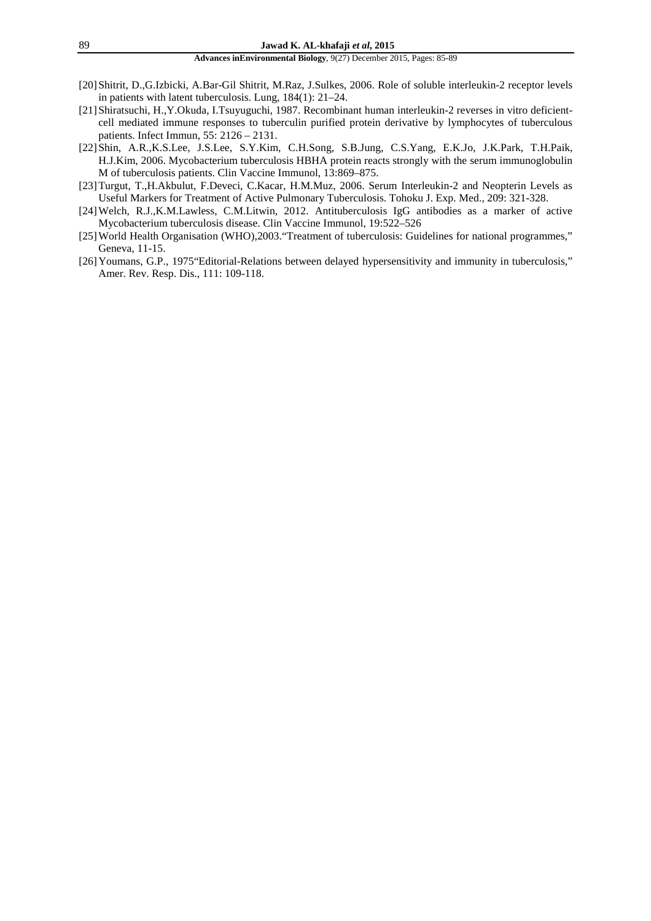[20] Shitrit, D.,G.Izbicki, A.Bar-Gil Shitrit, M.Raz, J.Sulkes, 2006. Role of soluble interleukin-2 receptor levels in patients with latent tuberculosis. Lung, 184(1): 21–24.

[21] Shiratsuchi, H.,Y.Okuda, I.Tsuyuguchi, 1987. Recombinant human interleukin-2 reverses in vitro deficient-cell mediated immune responses to tuberculin purified protein derivative by lymphocytes of tuberculous patients. Infect Immun, 55: 2126 – 2131.

[22] Shin, A.R.,K.S.Lee, J.S.Lee, S.Y.Kim, C.H.Song, S.B.Jung, C.S.Yang, E.K.Jo, J.K.Park, T.H.Paik, H.J.Kim, 2006. Mycobacterium tuberculosis HBHA protein reacts strongly with the serum immunoglobulin M of tuberculosis patients. Clin Vaccine Immunol, 13:869–875.

[23] Turgut, T.,H.Akbulut, F.Deveci, C.Kacar, H.M.Muz, 2006. Serum Interleukin-2 and Neopterin Levels as Useful Markers for Treatment of Active Pulmonary Tuberculosis. Tohoku J. Exp. Med., 209: 321-328.

[24] Welch, R.J.,K.M.Lawless, C.M.Litwin, 2012. Antituberculosis IgG antibodies as a marker of active Mycobacterium tuberculosis disease. Clin Vaccine Immunol, 19:522–526

[25] World Health Organisation (WHO),2003."Treatment of tuberculosis: Guidelines for national programmes," Geneva, 11-15.

[26] Youmans, G.P., 1975"Editorial-Relations between delayed hypersensitivity and immunity in tuberculosis," Amer. Rev. Resp. Dis., 111: 109-118.